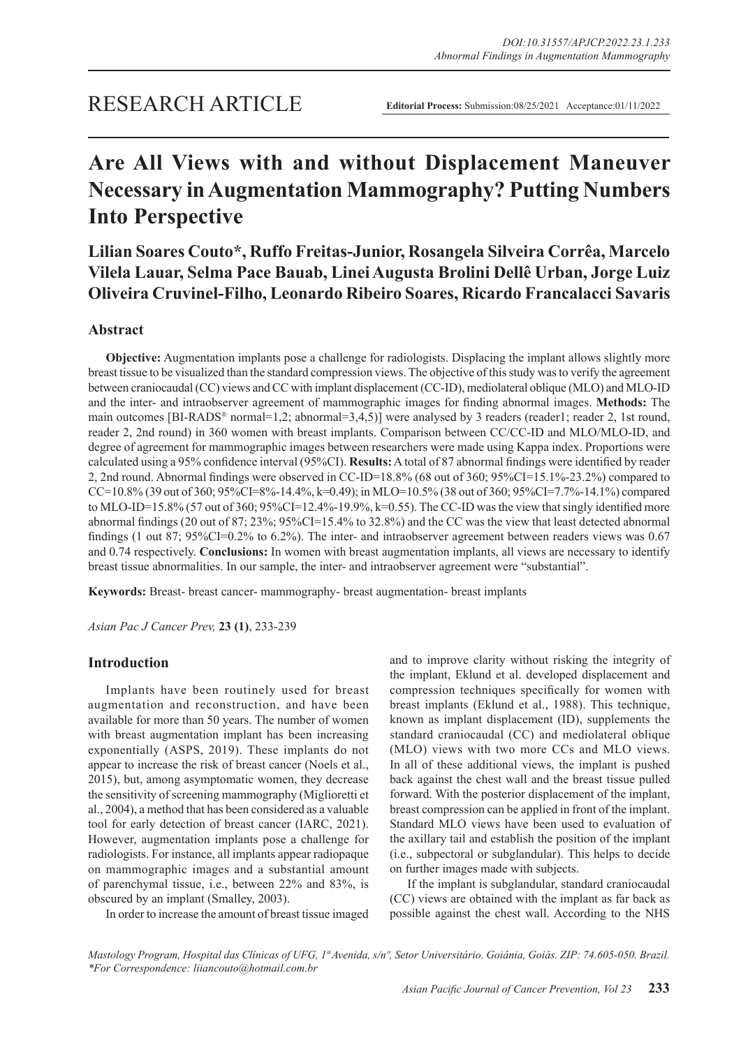RESEARCH ARTICLE

**Editorial Process:** Submission:08/25/2021 Acceptance:01/11/2022

# Are All Views with and without Displacement Maneuver Necessary in Augmentation Mammography? Putting Numbers Into Perspective

**Lilian Soares Couto\*, Ruffo Freitas-Junior, Rosangela Silveira Corrêa, Marcelo Vilela Lauar, Selma Pace Bauab, Linei Augusta Brolini Dellê Urban, Jorge Luiz Oliveira Cruvinel-Filho, Leonardo Ribeiro Soares, Ricardo Francalacci Savaris**

## Abstract

**Objective:** Augmentation implants pose a challenge for radiologists. Displacing the implant allows slightly more breast tissue to be visualized than the standard compression views. The objective of this study was to verify the agreement between craniocaudal (CC) views and CC with implant displacement (CC-ID), mediolateral oblique (MLO) and MLO-ID and the inter- and intraobserver agreement of mammographic images for finding abnormal images. **Methods:** The main outcomes [BI-RADS® normal=1,2; abnormal=3,4,5)] were analysed by 3 readers (reader1; reader 2, 1st round, reader 2, 2nd round) in 360 women with breast implants. Comparison between CC/CC-ID and MLO/MLO-ID, and degree of agreement for mammographic images between researchers were made using Kappa index. Proportions were calculated using a 95% confidence interval (95%CI). **Results:** A total of 87 abnormal findings were identified by reader 2, 2nd round. Abnormal findings were observed in CC-ID=18.8% (68 out of 360; 95%CI=15.1%-23.2%) compared to CC=10.8% (39 out of 360; 95%CI=8%-14.4%, k=0.49); in MLO=10.5% (38 out of 360; 95%CI=7.7%-14.1%) compared to MLO-ID=15.8% (57 out of 360; 95%CI=12.4%-19.9%, k=0.55). The CC-ID was the view that singly identified more abnormal findings (20 out of 87; 23%; 95%CI=15.4% to 32.8%) and the CC was the view that least detected abnormal findings (1 out 87; 95%CI=0.2% to 6.2%). The inter- and intraobserver agreement between readers views was 0.67 and 0.74 respectively. **Conclusions:** In women with breast augmentation implants, all views are necessary to identify breast tissue abnormalities. In our sample, the inter- and intraobserver agreement were "substantial".

**Keywords:** Breast- breast cancer- mammography- breast augmentation- breast implants

*Asian Pac J Cancer Prev,* **23 (1)**, 233-239

## Introduction

Implants have been routinely used for breast augmentation and reconstruction, and have been available for more than 50 years. The number of women with breast augmentation implant has been increasing exponentially (ASPS, 2019). These implants do not appear to increase the risk of breast cancer (Noels et al., 2015), but, among asymptomatic women, they decrease the sensitivity of screening mammography (Miglioretti et al., 2004), a method that has been considered as a valuable tool for early detection of breast cancer (IARC, 2021). However, augmentation implants pose a challenge for radiologists. For instance, all implants appear radiopaque on mammographic images and a substantial amount of parenchymal tissue, i.e., between 22% and 83%, is obscured by an implant (Smalley, 2003).

In order to increase the amount of breast tissue imaged and to improve clarity without risking the integrity of the implant, Eklund et al. developed displacement and compression techniques specifically for women with breast implants (Eklund et al., 1988). This technique, known as implant displacement (ID), supplements the standard craniocaudal (CC) and mediolateral oblique (MLO) views with two more CCs and MLO views. In all of these additional views, the implant is pushed back against the chest wall and the breast tissue pulled forward. With the posterior displacement of the implant, breast compression can be applied in front of the implant. Standard MLO views have been used to evaluation of the axillary tail and establish the position of the implant (i.e., subpectoral or subglandular). This helps to decide on further images made with subjects.

If the implant is subglandular, standard craniocaudal (CC) views are obtained with the implant as far back as possible against the chest wall. According to the NHS

*Mastology Program, Hospital das Clínicas of UFG, 1ª Avenida, s/nº, Setor Universitário. Goiânia, Goiás. ZIP: 74.605-050. Brazil. \*For Correspondence: liiancouto@hotmail.com.br*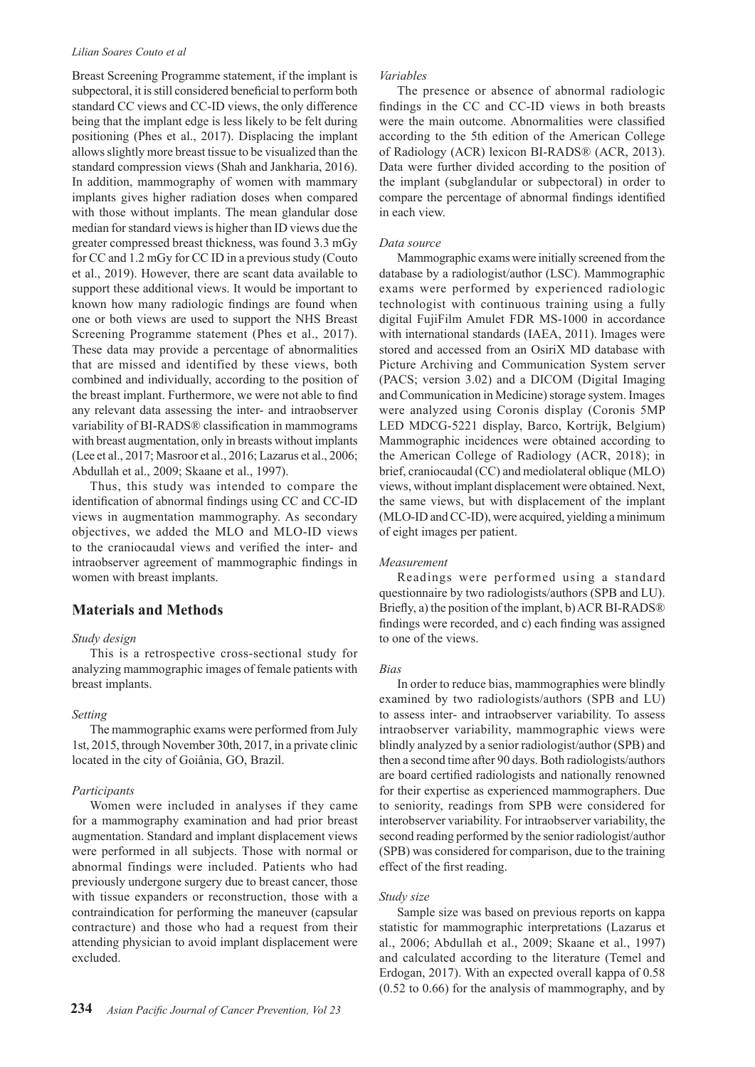Breast Screening Programme statement, if the implant is subpectoral, it is still considered beneficial to perform both standard CC views and CC-ID views, the only difference being that the implant edge is less likely to be felt during positioning (Phes et al., 2017). Displacing the implant allows slightly more breast tissue to be visualized than the standard compression views (Shah and Jankharia, 2016). In addition, mammography of women with mammary implants gives higher radiation doses when compared with those without implants. The mean glandular dose median for standard views is higher than ID views due the greater compressed breast thickness, was found 3.3 mGy for CC and 1.2 mGy for CC ID in a previous study (Couto et al., 2019). However, there are scant data available to support these additional views. It would be important to known how many radiologic findings are seen when one or both views are used to support the NHS Breast Screening Programme statement (Phes et al., 2017). These data may provide a percentage of abnormalities that are missed and identified by these views, both combined and individually, according to the position of the breast implant. Furthermore, we were not able to find any relevant data assessing the inter- and intraobserver variability of BI-RADS® classification in mammograms with breast augmentation, only in breasts without implants (Lee et al., 2017; Masroor et al., 2016; Lazarus et al., 2006; Abdullah et al., 2009; Skaane et al., 1997).

Thus, this study was intended to compare the identification of abnormal findings using CC and CC-ID views in augmentation mammography. As secondary objectives, we added the MLO and MLO-ID views to the craniocaudal views and verified the inter- and intraobserver agreement of mammographic findings in women with breast implants.

## Materials and Methods

*Study design*

This is a retrospective cross-sectional study for analyzing mammographic images of female patients with breast implants.

*Setting*

The mammographic exams were performed from July 1st, 2015, through November 30th, 2017, in a private clinic located in the city of Goiânia, GO, Brazil.

*Participants*

Women were included in analyses if they came for a mammography examination and had prior breast augmentation. Standard and implant displacement views were performed in all subjects. Those with normal or abnormal findings were included. Patients who had previously undergone surgery due to breast cancer, those with tissue expanders or reconstruction, those with a contraindication for performing the maneuver (capsular contracture) and those who had a request from their attending physician to avoid implant displacement were excluded.

*Variables*

The presence or absence of abnormal radiologic findings in the CC and CC-ID views in both breasts were the main outcome. Abnormalities were classified according to the 5th edition of the American College of Radiology (ACR) lexicon BI-RADS® (ACR, 2013). Data were further divided according to the position of the implant (subglandular or subpectoral) in order to compare the percentage of abnormal findings identified in each view.

*Data source*

Mammographic exams were initially screened from the database by a radiologist/author (LSC). Mammographic exams were performed by experienced radiologic technologist with continuous training using a fully digital FujiFilm Amulet FDR MS-1000 in accordance with international standards (IAEA, 2011). Images were stored and accessed from an OsiriX MD database with Picture Archiving and Communication System server (PACS; version 3.02) and a DICOM (Digital Imaging and Communication in Medicine) storage system. Images were analyzed using Coronis display (Coronis 5MP LED MDCG-5221 display, Barco, Kortrijk, Belgium) Mammographic incidences were obtained according to the American College of Radiology (ACR, 2018); in brief, craniocaudal (CC) and mediolateral oblique (MLO) views, without implant displacement were obtained. Next, the same views, but with displacement of the implant (MLO-ID and CC-ID), were acquired, yielding a minimum of eight images per patient.

*Measurement*

Readings were performed using a standard questionnaire by two radiologists/authors (SPB and LU). Briefly, a) the position of the implant, b) ACR BI-RADS® findings were recorded, and c) each finding was assigned to one of the views.

*Bias*

In order to reduce bias, mammographies were blindly examined by two radiologists/authors (SPB and LU) to assess inter- and intraobserver variability. To assess intraobserver variability, mammographic views were blindly analyzed by a senior radiologist/author (SPB) and then a second time after 90 days. Both radiologists/authors are board certified radiologists and nationally renowned for their expertise as experienced mammographers. Due to seniority, readings from SPB were considered for interobserver variability. For intraobserver variability, the second reading performed by the senior radiologist/author (SPB) was considered for comparison, due to the training effect of the first reading.

*Study size*

Sample size was based on previous reports on kappa statistic for mammographic interpretations (Lazarus et al., 2006; Abdullah et al., 2009; Skaane et al., 1997) and calculated according to the literature (Temel and Erdogan, 2017). With an expected overall kappa of 0.58 (0.52 to 0.66) for the analysis of mammography, and by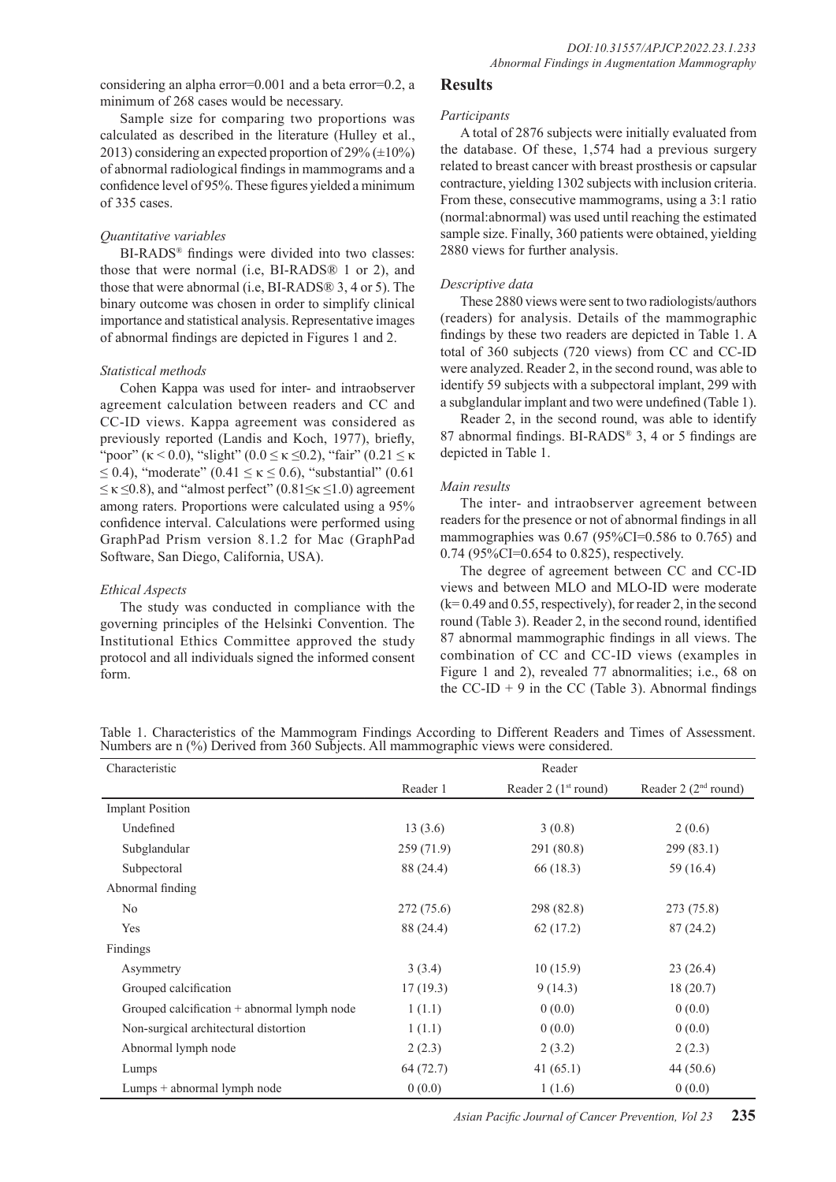considering an alpha error=0.001 and a beta error=0.2, a minimum of 268 cases would be necessary.

Sample size for comparing two proportions was calculated as described in the literature (Hulley et al., 2013) considering an expected proportion of 29% (±10%) of abnormal radiological findings in mammograms and a confidence level of 95%. These figures yielded a minimum of 335 cases.

*Quantitative variables*

BI-RADS® findings were divided into two classes: those that were normal (i.e, BI-RADS® 1 or 2), and those that were abnormal (i.e, BI-RADS® 3, 4 or 5). The binary outcome was chosen in order to simplify clinical importance and statistical analysis. Representative images of abnormal findings are depicted in Figures 1 and 2.

*Statistical methods*

Cohen Kappa was used for inter- and intraobserver agreement calculation between readers and CC and CC-ID views. Kappa agreement was considered as previously reported (Landis and Koch, 1977), briefly, "poor" ($\kappa < 0.0$), "slight" ($0.0 \leq \kappa \leq 0.2$), "fair" ($0.21 \leq \kappa \leq 0.4$), "moderate" ($0.41 \leq \kappa \leq 0.6$), "substantial" ($0.61 \leq \kappa \leq 0.8$), and "almost perfect" ($0.81 \leq \kappa \leq 1.0$) agreement among raters. Proportions were calculated using a 95% confidence interval. Calculations were performed using GraphPad Prism version 8.1.2 for Mac (GraphPad Software, San Diego, California, USA).

*Ethical Aspects*

The study was conducted in compliance with the governing principles of the Helsinki Convention. The Institutional Ethics Committee approved the study protocol and all individuals signed the informed consent form.

## Results

*Participants*

A total of 2876 subjects were initially evaluated from the database. Of these, 1,574 had a previous surgery related to breast cancer with breast prosthesis or capsular contracture, yielding 1302 subjects with inclusion criteria. From these, consecutive mammograms, using a 3:1 ratio (normal:abnormal) was used until reaching the estimated sample size. Finally, 360 patients were obtained, yielding 2880 views for further analysis.

*Descriptive data*

These 2880 views were sent to two radiologists/authors (readers) for analysis. Details of the mammographic findings by these two readers are depicted in Table 1. A total of 360 subjects (720 views) from CC and CC-ID were analyzed. Reader 2, in the second round, was able to identify 59 subjects with a subpectoral implant, 299 with a subglandular implant and two were undefined (Table 1).

Reader 2, in the second round, was able to identify 87 abnormal findings. BI-RADS® 3, 4 or 5 findings are depicted in Table 1.

*Main results*

The inter- and intraobserver agreement between readers for the presence or not of abnormal findings in all mammographies was 0.67 (95%CI=0.586 to 0.765) and 0.74 (95%CI=0.654 to 0.825), respectively.

The degree of agreement between CC and CC-ID views and between MLO and MLO-ID were moderate (k= 0.49 and 0.55, respectively), for reader 2, in the second round (Table 3). Reader 2, in the second round, identified 87 abnormal mammographic findings in all views. The combination of CC and CC-ID views (examples in Figure 1 and 2), revealed 77 abnormalities; i.e., 68 on the CC-ID + 9 in the CC (Table 3). Abnormal findings

Table 1. Characteristics of the Mammogram Findings According to Different Readers and Times of Assessment. Numbers are n (%) Derived from 360 Subjects. All mammographic views were considered.

| Characteristic | Reader | | |
|---|---|---|---|
| | Reader 1 | Reader 2 (1st round) | Reader 2 (2nd round) |
| Implant Position | | | |
| Undefined | 13 (3.6) | 3 (0.8) | 2 (0.6) |
| Subglandular | 259 (71.9) | 291 (80.8) | 299 (83.1) |
| Subpectoral | 88 (24.4) | 66 (18.3) | 59 (16.4) |
| Abnormal finding | | | |
| No | 272 (75.6) | 298 (82.8) | 273 (75.8) |
| Yes | 88 (24.4) | 62 (17.2) | 87 (24.2) |
| Findings | | | |
| Asymmetry | 3 (3.4) | 10 (15.9) | 23 (26.4) |
| Grouped calcification | 17 (19.3) | 9 (14.3) | 18 (20.7) |
| Grouped calcification + abnormal lymph node | 1 (1.1) | 0 (0.0) | 0 (0.0) |
| Non-surgical architectural distortion | 1 (1.1) | 0 (0.0) | 0 (0.0) |
| Abnormal lymph node | 2 (2.3) | 2 (3.2) | 2 (2.3) |
| Lumps | 64 (72.7) | 41 (65.1) | 44 (50.6) |
| Lumps + abnormal lymph node | 0 (0.0) | 1 (1.6) | 0 (0.0) |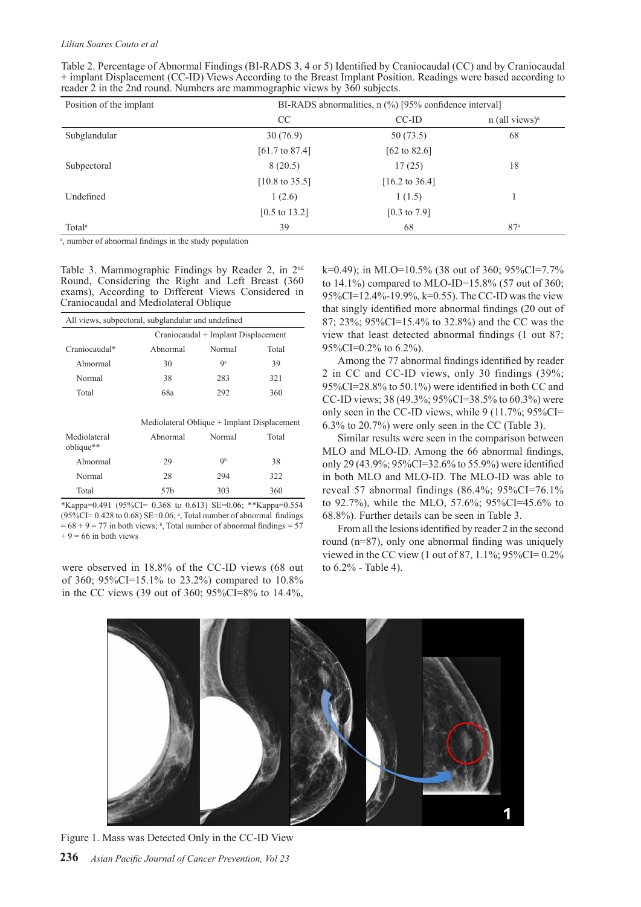Table 2. Percentage of Abnormal Findings (BI-RADS 3, 4 or 5) Identified by Craniocaudal (CC) and by Craniocaudal + implant Displacement (CC-ID) Views According to the Breast Implant Position. Readings were based according to reader 2 in the 2nd round. Numbers are mammographic views by 360 subjects.

| Position of the implant | BI-RADS abnormalities, n (%) [95% confidence interval] | | |
|---|---|---|---|
| | CC | CC-ID | n (all views)[a] |
| Subglandular | 30 (76.9) [61.7 to 87.4] | 50 (73.5) [62 to 82.6] | 68 |
| Subpectoral | 8 (20.5) [10.8 to 35.5] | 17 (25) [16.2 to 36.4] | 18 |
| Undefined | 1 (2.6) [0.5 to 13.2] | 1 (1.5) [0.3 to 7.9] | 1 |
| Total[a] | 39 | 68 | 87[a] |

[a], number of abnormal findings in the study population

Table 3. Mammographic Findings by Reader 2, in 2nd Round, Considering the Right and Left Breast (360 exams), According to Different Views Considered in Craniocaudal and Mediolateral Oblique

| All views, subpectoral, subglandular and undefined | | | |
|---|---|---|---|
| | Craniocaudal + Implant Displacement | | |
| Craniocaudal* | Abnormal | Normal | Total |
| Abnormal | 30 | 9[a] | 39 |
| Normal | 38 | 283 | 321 |
| Total | 68a | 292 | 360 |
| | Mediolateral Oblique + Implant Displacement | | |
| Mediolateral oblique** | Abnormal | Normal | Total |
| Abnormal | 29 | 9[b] | 38 |
| Normal | 28 | 294 | 322 |
| Total | 57b | 303 | 360 |

*Kappa=0.491 (95%CI= 0.368 to 0.613) SE=0.06; **Kappa=0.554 (95%CI= 0.428 to 0.68) SE=0.06; [a], Total number of abnormal findings = 68 + 9 = 77 in both views; [b], Total number of abnormal findings = 57 + 9 = 66 in both views

were observed in 18.8% of the CC-ID views (68 out of 360; 95%CI=15.1% to 23.2%) compared to 10.8% in the CC views (39 out of 360; 95%CI=8% to 14.4%, k=0.49); in MLO=10.5% (38 out of 360; 95%CI=7.7% to 14.1%) compared to MLO-ID=15.8% (57 out of 360; 95%CI=12.4%-19.9%, k=0.55). The CC-ID was the view that singly identified more abnormal findings (20 out of 87; 23%; 95%CI=15.4% to 32.8%) and the CC was the view that least detected abnormal findings (1 out 87; 95%CI=0.2% to 6.2%).

Among the 77 abnormal findings identified by reader 2 in CC and CC-ID views, only 30 findings (39%; 95%CI=28.8% to 50.1%) were identified in both CC and CC-ID views; 38 (49.3%; 95%CI=38.5% to 60.3%) were only seen in the CC-ID views, while 9 (11.7%; 95%CI= 6.3% to 20.7%) were only seen in the CC (Table 3).

Similar results were seen in the comparison between MLO and MLO-ID. Among the 66 abnormal findings, only 29 (43.9%; 95%CI=32.6% to 55.9%) were identified in both MLO and MLO-ID. The MLO-ID was able to reveal 57 abnormal findings (86.4%; 95%CI=76.1% to 92.7%), while the MLO, 57.6%; 95%CI=45.6% to 68.8%). Further details can be seen in Table 3.

From all the lesions identified by reader 2 in the second round (n=87), only one abnormal finding was uniquely viewed in the CC view (1 out of 87, 1.1%; 95%CI= 0.2% to 6.2% - Table 4).

Figure 1. Mass was Detected Only in the CC-ID View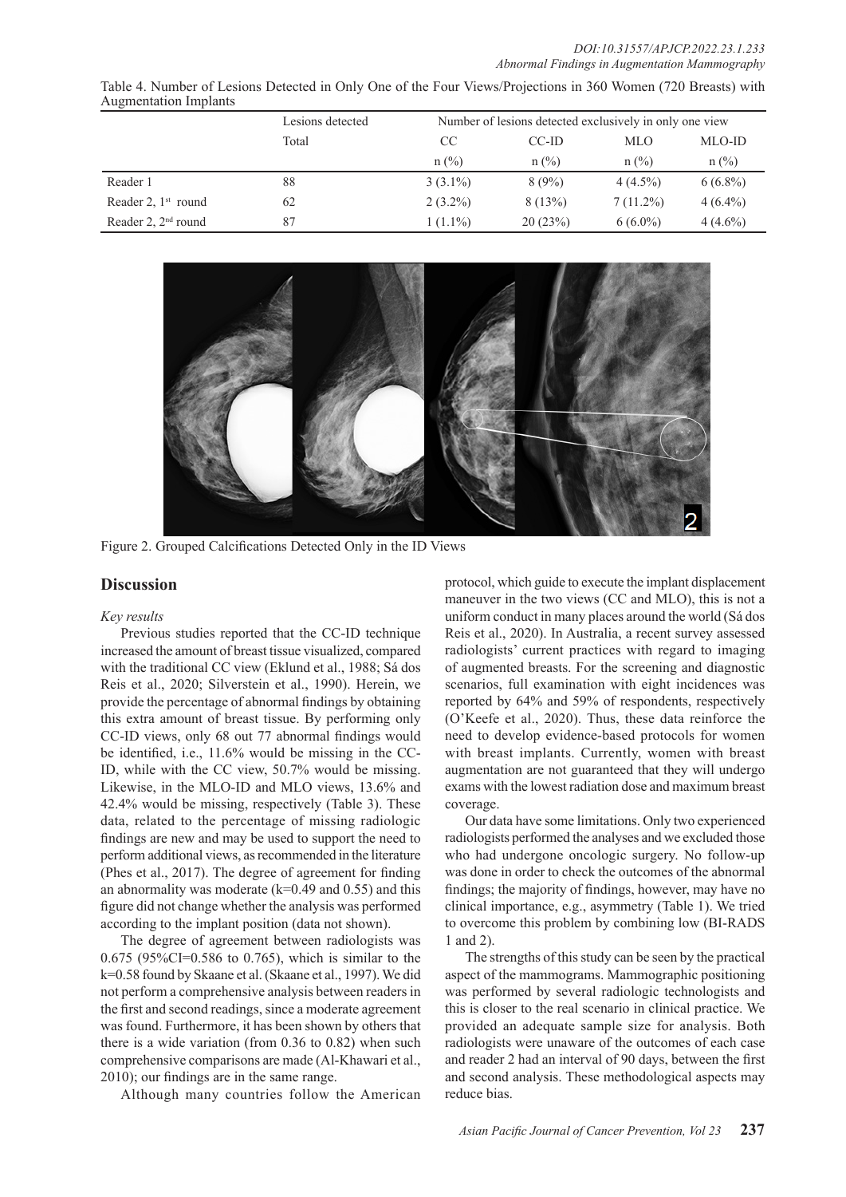Table 4. Number of Lesions Detected in Only One of the Four Views/Projections in 360 Women (720 Breasts) with Augmentation Implants

| | Lesions detected | Number of lesions detected exclusively in only one view | | | |
|---|---|---|---|---|---|
| | Total | CC | CC-ID | MLO | MLO-ID |
| | | n (%) | n (%) | n (%) | n (%) |
| Reader 1 | 88 | 3 (3.1%) | 8 (9%) | 4 (4.5%) | 6 (6.8%) |
| Reader 2, 1st round | 62 | 2 (3.2%) | 8 (13%) | 7 (11.2%) | 4 (6.4%) |
| Reader 2, 2nd round | 87 | 1 (1.1%) | 20 (23%) | 6 (6.0%) | 4 (4.6%) |

Figure 2. Grouped Calcifications Detected Only in the ID Views

## Discussion

*Key results*

Previous studies reported that the CC-ID technique increased the amount of breast tissue visualized, compared with the traditional CC view (Eklund et al., 1988; Sá dos Reis et al., 2020; Silverstein et al., 1990). Herein, we provide the percentage of abnormal findings by obtaining this extra amount of breast tissue. By performing only CC-ID views, only 68 out 77 abnormal findings would be identified, i.e., 11.6% would be missing in the CC-ID, while with the CC view, 50.7% would be missing. Likewise, in the MLO-ID and MLO views, 13.6% and 42.4% would be missing, respectively (Table 3). These data, related to the percentage of missing radiologic findings are new and may be used to support the need to perform additional views, as recommended in the literature (Phes et al., 2017). The degree of agreement for finding an abnormality was moderate (k=0.49 and 0.55) and this figure did not change whether the analysis was performed according to the implant position (data not shown).

The degree of agreement between radiologists was 0.675 (95%CI=0.586 to 0.765), which is similar to the k=0.58 found by Skaane et al. (Skaane et al., 1997). We did not perform a comprehensive analysis between readers in the first and second readings, since a moderate agreement was found. Furthermore, it has been shown by others that there is a wide variation (from 0.36 to 0.82) when such comprehensive comparisons are made (Al-Khawari et al., 2010); our findings are in the same range.

Although many countries follow the American protocol, which guide to execute the implant displacement maneuver in the two views (CC and MLO), this is not a uniform conduct in many places around the world (Sá dos Reis et al., 2020). In Australia, a recent survey assessed radiologists' current practices with regard to imaging of augmented breasts. For the screening and diagnostic scenarios, full examination with eight incidences was reported by 64% and 59% of respondents, respectively (O'Keefe et al., 2020). Thus, these data reinforce the need to develop evidence-based protocols for women with breast implants. Currently, women with breast augmentation are not guaranteed that they will undergo exams with the lowest radiation dose and maximum breast coverage.

Our data have some limitations. Only two experienced radiologists performed the analyses and we excluded those who had undergone oncologic surgery. No follow-up was done in order to check the outcomes of the abnormal findings; the majority of findings, however, may have no clinical importance, e.g., asymmetry (Table 1). We tried to overcome this problem by combining low (BI-RADS 1 and 2).

The strengths of this study can be seen by the practical aspect of the mammograms. Mammographic positioning was performed by several radiologic technologists and this is closer to the real scenario in clinical practice. We provided an adequate sample size for analysis. Both radiologists were unaware of the outcomes of each case and reader 2 had an interval of 90 days, between the first and second analysis. These methodological aspects may reduce bias.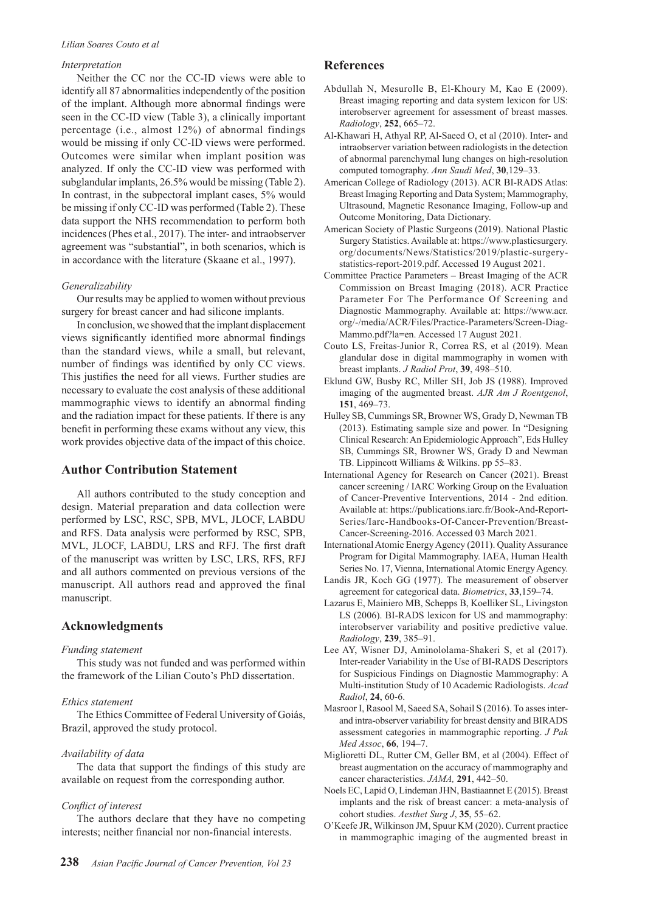### Interpretation

Neither the CC nor the CC-ID views were able to identify all 87 abnormalities independently of the position of the implant. Although more abnormal findings were seen in the CC-ID view (Table 3), a clinically important percentage (i.e., almost 12%) of abnormal findings would be missing if only CC-ID views were performed. Outcomes were similar when implant position was analyzed. If only the CC-ID view was performed with subglandular implants, 26.5% would be missing (Table 2). In contrast, in the subpectoral implant cases, 5% would be missing if only CC-ID was performed (Table 2). These data support the NHS recommendation to perform both incidences (Phes et al., 2017). The inter- and intraobserver agreement was "substantial", in both scenarios, which is in accordance with the literature (Skaane et al., 1997).

### Generalizability

Our results may be applied to women without previous surgery for breast cancer and had silicone implants.

In conclusion, we showed that the implant displacement views significantly identified more abnormal findings than the standard views, while a small, but relevant, number of findings was identified by only CC views. This justifies the need for all views. Further studies are necessary to evaluate the cost analysis of these additional mammographic views to identify an abnormal finding and the radiation impact for these patients. If there is any benefit in performing these exams without any view, this work provides objective data of the impact of this choice.

## Author Contribution Statement

All authors contributed to the study conception and design. Material preparation and data collection were performed by LSC, RSC, SPB, MVL, JLOCF, LABDU and RFS. Data analysis were performed by RSC, SPB, MVL, JLOCF, LABDU, LRS and RFJ. The first draft of the manuscript was written by LSC, LRS, RFS, RFJ and all authors commented on previous versions of the manuscript. All authors read and approved the final manuscript.

## Acknowledgments

### Funding statement

This study was not funded and was performed within the framework of the Lilian Couto's PhD dissertation.

### Ethics statement

The Ethics Committee of Federal University of Goiás, Brazil, approved the study protocol.

### Availability of data

The data that support the findings of this study are available on request from the corresponding author.

### Conflict of interest

The authors declare that they have no competing interests; neither financial nor non-financial interests.

## References

Abdullah N, Mesurolle B, El-Khoury M, Kao E (2009). Breast imaging reporting and data system lexicon for US: interobserver agreement for assessment of breast masses. *Radiology*, **252**, 665–72.

Al-Khawari H, Athyal RP, Al-Saeed O, et al (2010). Inter- and intraobserver variation between radiologists in the detection of abnormal parenchymal lung changes on high-resolution computed tomography. *Ann Saudi Med*, **30**,129–33.

American College of Radiology (2013). ACR BI-RADS Atlas: Breast Imaging Reporting and Data System; Mammography, Ultrasound, Magnetic Resonance Imaging, Follow-up and Outcome Monitoring, Data Dictionary.

American Society of Plastic Surgeons (2019). National Plastic Surgery Statistics. Available at: https://www.plasticsurgery.org/documents/News/Statistics/2019/plastic-surgery-statistics-report-2019.pdf. Accessed 19 August 2021.

Committee Practice Parameters – Breast Imaging of the ACR Commission on Breast Imaging (2018). ACR Practice Parameter For The Performance Of Screening and Diagnostic Mammography. Available at: https://www.acr.org/-/media/ACR/Files/Practice-Parameters/Screen-Diag-Mammo.pdf?la=en. Accessed 17 August 2021.

Couto LS, Freitas-Junior R, Correa RS, et al (2019). Mean glandular dose in digital mammography in women with breast implants. *J Radiol Prot*, **39**, 498–510.

Eklund GW, Busby RC, Miller SH, Job JS (1988). Improved imaging of the augmented breast. *AJR Am J Roentgenol*, **151**, 469–73.

Hulley SB, Cummings SR, Browner WS, Grady D, Newman TB (2013). Estimating sample size and power. In "Designing Clinical Research: An Epidemiologic Approach", Eds Hulley SB, Cummings SR, Browner WS, Grady D and Newman TB. Lippincott Williams & Wilkins. pp 55–83.

International Agency for Research on Cancer (2021). Breast cancer screening / IARC Working Group on the Evaluation of Cancer-Preventive Interventions, 2014 - 2nd edition. Available at: https://publications.iarc.fr/Book-And-Report-Series/Iarc-Handbooks-Of-Cancer-Prevention/Breast-Cancer-Screening-2016. Accessed 03 March 2021.

International Atomic Energy Agency (2011). Quality Assurance Program for Digital Mammography. IAEA, Human Health Series No. 17, Vienna, International Atomic Energy Agency.

Landis JR, Koch GG (1977). The measurement of observer agreement for categorical data. *Biometrics*, **33**,159–74.

Lazarus E, Mainiero MB, Schepps B, Koelliker SL, Livingston LS (2006). BI-RADS lexicon for US and mammography: interobserver variability and positive predictive value. *Radiology*, **239**, 385–91.

Lee AY, Wisner DJ, Aminololama-Shakeri S, et al (2017). Inter-reader Variability in the Use of BI-RADS Descriptors for Suspicious Findings on Diagnostic Mammography: A Multi-institution Study of 10 Academic Radiologists. *Acad Radiol*, **24**, 60-6.

Masroor I, Rasool M, Saeed SA, Sohail S (2016). To asses inter- and intra-observer variability for breast density and BIRADS assessment categories in mammographic reporting. *J Pak Med Assoc*, **66**, 194–7.

Miglioretti DL, Rutter CM, Geller BM, et al (2004). Effect of breast augmentation on the accuracy of mammography and cancer characteristics. *JAMA,* **291**, 442–50.

Noels EC, Lapid O, Lindeman JHN, Bastiaannet E (2015). Breast implants and the risk of breast cancer: a meta-analysis of cohort studies. *Aesthet Surg J*, **35**, 55–62.

O'Keefe JR, Wilkinson JM, Spuur KM (2020). Current practice in mammographic imaging of the augmented breast in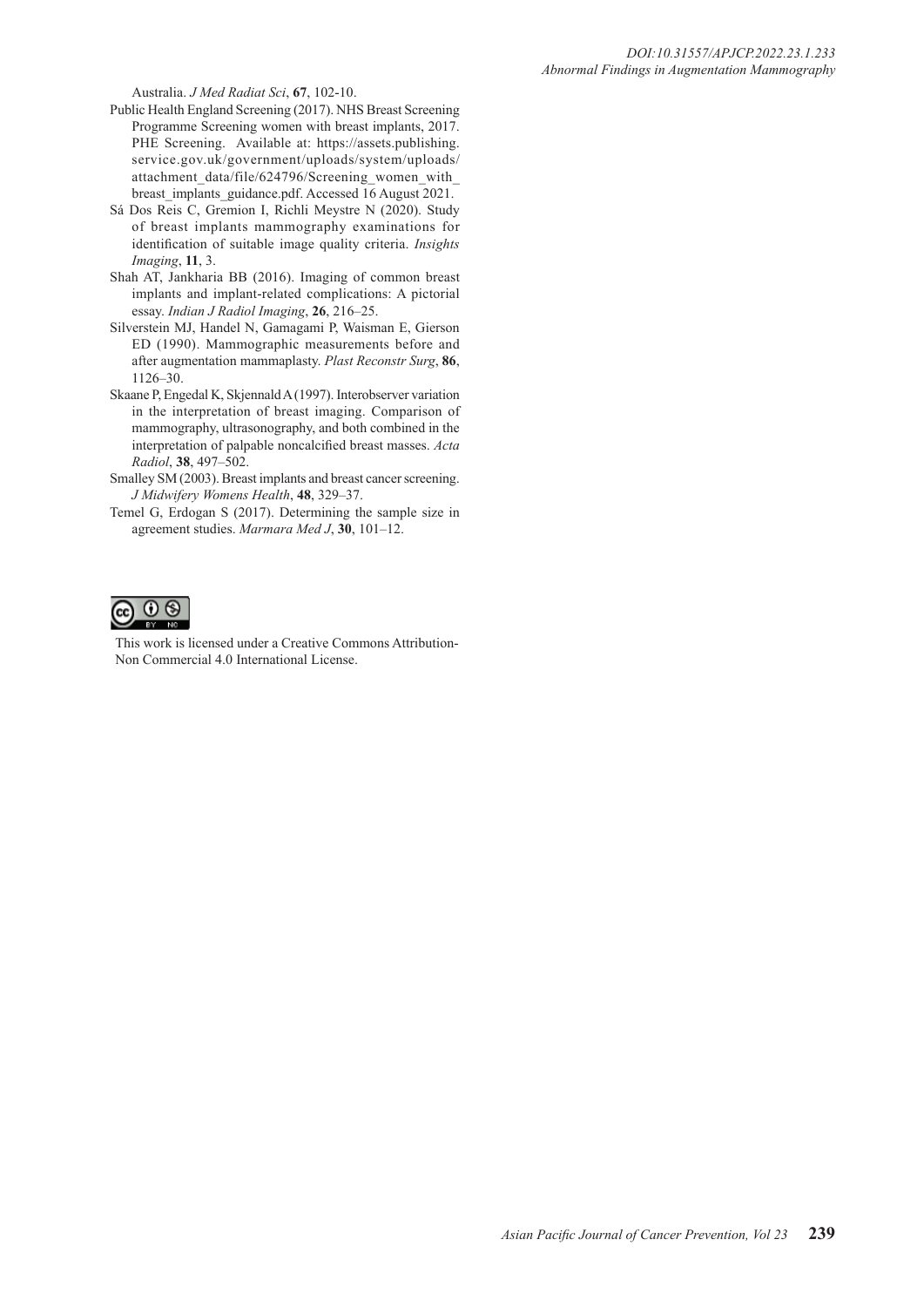Australia. *J Med Radiat Sci*, **67**, 102-10.

Public Health England Screening (2017). NHS Breast Screening Programme Screening women with breast implants, 2017. PHE Screening. Available at: https://assets.publishing.service.gov.uk/government/uploads/system/uploads/attachment_data/file/624796/Screening_women_with_breast_implants_guidance.pdf. Accessed 16 August 2021.

Sá Dos Reis C, Gremion I, Richli Meystre N (2020). Study of breast implants mammography examinations for identification of suitable image quality criteria. *Insights Imaging*, **11**, 3.

Shah AT, Jankharia BB (2016). Imaging of common breast implants and implant-related complications: A pictorial essay. *Indian J Radiol Imaging*, **26**, 216–25.

Silverstein MJ, Handel N, Gamagami P, Waisman E, Gierson ED (1990). Mammographic measurements before and after augmentation mammaplasty. *Plast Reconstr Surg*, **86**, 1126–30.

Skaane P, Engedal K, Skjennald A (1997). Interobserver variation in the interpretation of breast imaging. Comparison of mammography, ultrasonography, and both combined in the interpretation of palpable noncalcified breast masses. *Acta Radiol*, **38**, 497–502.

Smalley SM (2003). Breast implants and breast cancer screening. *J Midwifery Womens Health*, **48**, 329–37.

Temel G, Erdogan S (2017). Determining the sample size in agreement studies. *Marmara Med J*, **30**, 101–12.

This work is licensed under a Creative Commons Attribution-Non Commercial 4.0 International License.